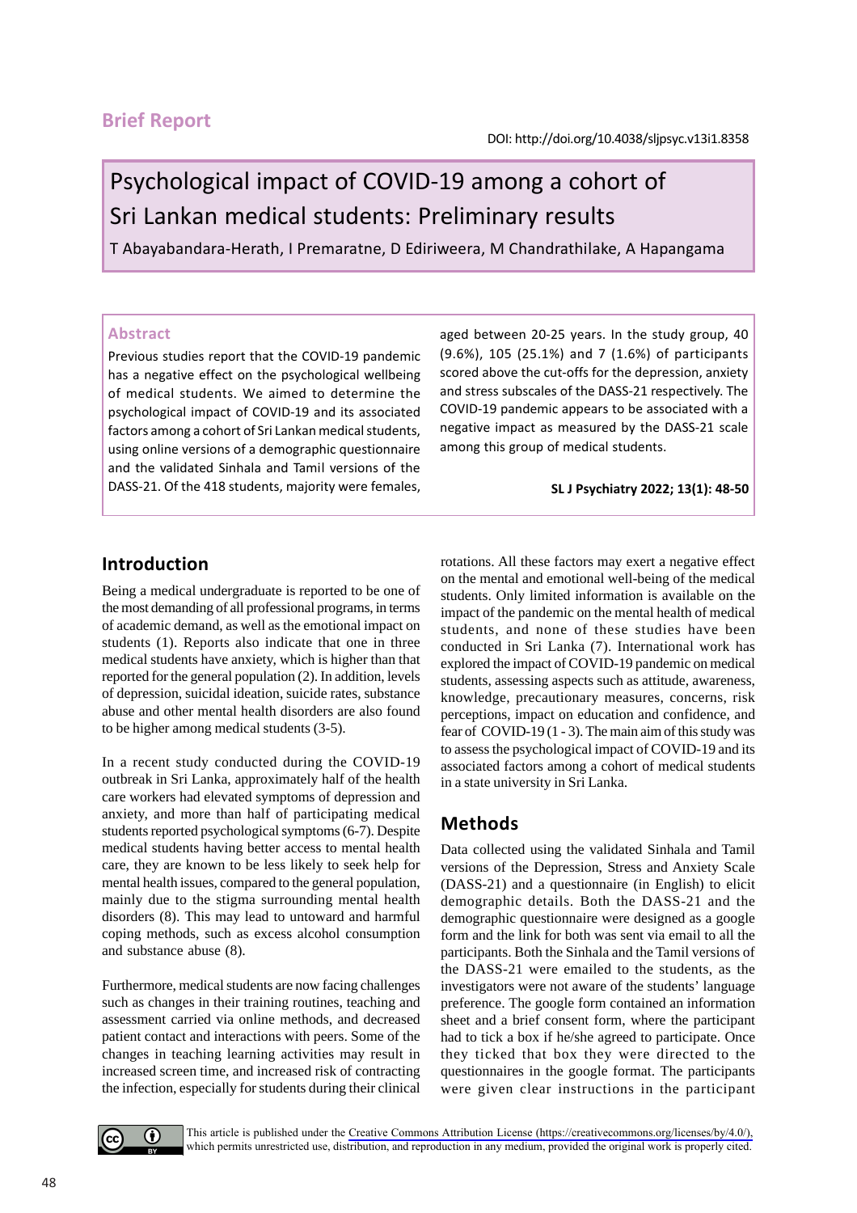**Brief Report**

DOI: http://doi.org/10.4038/sljpsyc.v13i1.8358

# Psychological impact of COVID-19 among a cohort of Sri Lankan medical students: Preliminary results

T Abayabandara-Herath, I Premaratne, D Ediriweera, M Chandrathilake, A Hapangama

## Abstract

Previous studies report that the COVID-19 pandemic has a negative effect on the psychological wellbeing of medical students. We aimed to determine the psychological impact of COVID-19 and its associated factors among a cohort of Sri Lankan medical students, using online versions of a demographic questionnaire and the validated Sinhala and Tamil versions of the DASS-21. Of the 418 students, majority were females, aged between 20-25 years. In the study group, 40 (9.6%), 105 (25.1%) and 7 (1.6%) of participants scored above the cut-offs for the depression, anxiety and stress subscales of the DASS-21 respectively. The COVID-19 pandemic appears to be associated with a negative impact as measured by the DASS-21 scale among this group of medical students.

**SL J Psychiatry 2022; 13(1): 48-50**

## Introduction

Being a medical undergraduate is reported to be one of the most demanding of all professional programs, in terms of academic demand, as well as the emotional impact on students (1). Reports also indicate that one in three medical students have anxiety, which is higher than that reported for the general population (2). In addition, levels of depression, suicidal ideation, suicide rates, substance abuse and other mental health disorders are also found to be higher among medical students (3-5).

In a recent study conducted during the COVID-19 outbreak in Sri Lanka, approximately half of the health care workers had elevated symptoms of depression and anxiety, and more than half of participating medical students reported psychological symptoms (6-7). Despite medical students having better access to mental health care, they are known to be less likely to seek help for mental health issues, compared to the general population, mainly due to the stigma surrounding mental health disorders (8). This may lead to untoward and harmful coping methods, such as excess alcohol consumption and substance abuse (8).

Furthermore, medical students are now facing challenges such as changes in their training routines, teaching and assessment carried via online methods, and decreased patient contact and interactions with peers. Some of the changes in teaching learning activities may result in increased screen time, and increased risk of contracting the infection, especially for students during their clinical rotations. All these factors may exert a negative effect on the mental and emotional well-being of the medical students. Only limited information is available on the impact of the pandemic on the mental health of medical students, and none of these studies have been conducted in Sri Lanka (7). International work has explored the impact of COVID-19 pandemic on medical students, assessing aspects such as attitude, awareness, knowledge, precautionary measures, concerns, risk perceptions, impact on education and confidence, and fear of COVID-19 (1 - 3). The main aim of this study was to assess the psychological impact of COVID-19 and its associated factors among a cohort of medical students in a state university in Sri Lanka.

## Methods

Data collected using the validated Sinhala and Tamil versions of the Depression, Stress and Anxiety Scale (DASS-21) and a questionnaire (in English) to elicit demographic details. Both the DASS-21 and the demographic questionnaire were designed as a google form and the link for both was sent via email to all the participants. Both the Sinhala and the Tamil versions of the DASS-21 were emailed to the students, as the investigators were not aware of the students' language preference. The google form contained an information sheet and a brief consent form, where the participant had to tick a box if he/she agreed to participate. Once they ticked that box they were directed to the questionnaires in the google format. The participants were given clear instructions in the participant

This article is published under the Creative Commons Attribution License (https://creativecommons.org/licenses/by/4.0/), which permits unrestricted use, distribution, and reproduction in any medium, provided the original work is properly cited.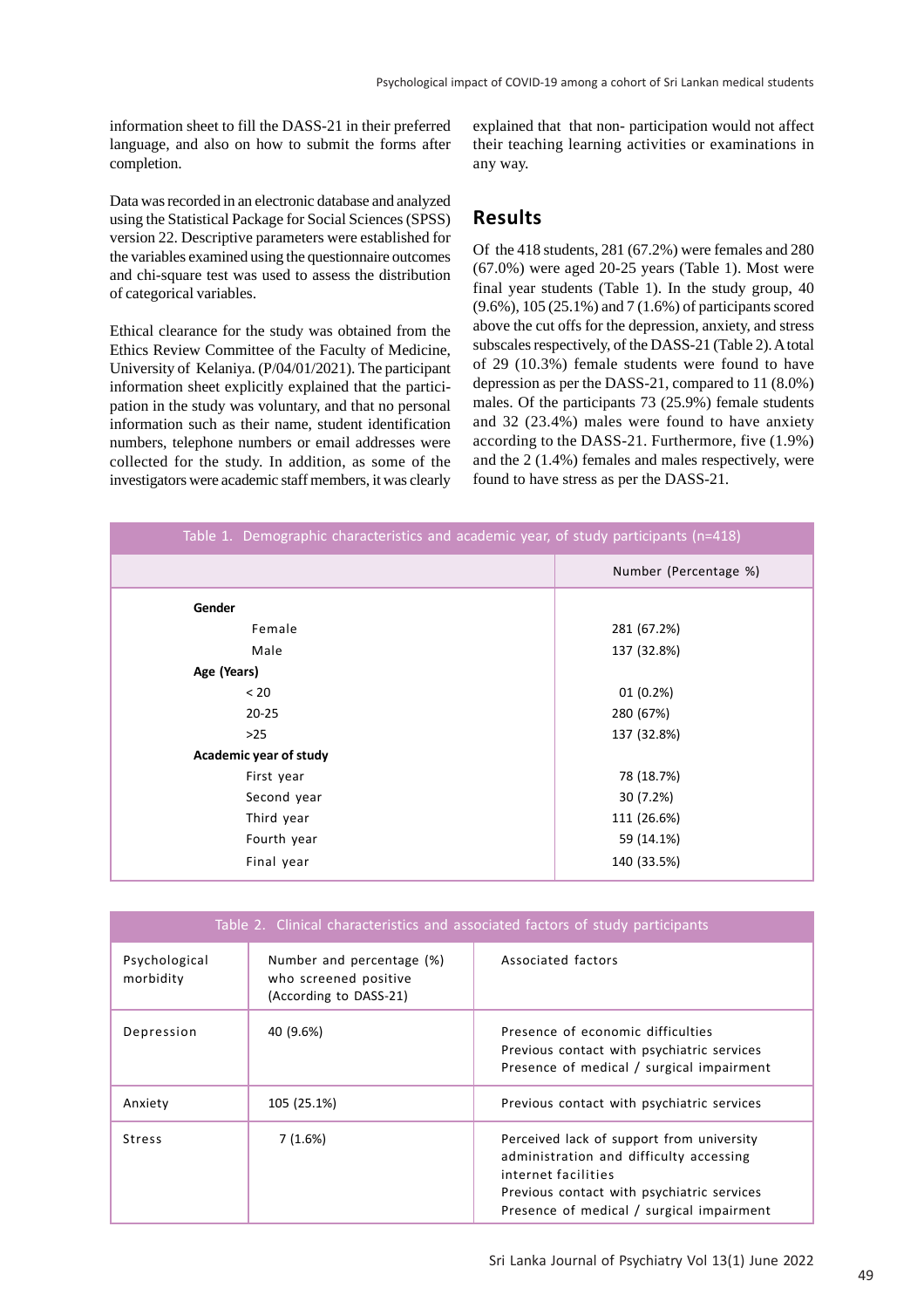information sheet to fill the DASS-21 in their preferred language, and also on how to submit the forms after completion.

Data was recorded in an electronic database and analyzed using the Statistical Package for Social Sciences (SPSS) version 22. Descriptive parameters were established for the variables examined using the questionnaire outcomes and chi-square test was used to assess the distribution of categorical variables.

Ethical clearance for the study was obtained from the Ethics Review Committee of the Faculty of Medicine, University of Kelaniya. (P/04/01/2021). The participant information sheet explicitly explained that the participation in the study was voluntary, and that no personal information such as their name, student identification numbers, telephone numbers or email addresses were collected for the study. In addition, as some of the investigators were academic staff members, it was clearly explained that that non- participation would not affect their teaching learning activities or examinations in any way.

## Results

Of the 418 students, 281 (67.2%) were females and 280 (67.0%) were aged 20-25 years (Table 1). Most were final year students (Table 1). In the study group, 40 (9.6%), 105 (25.1%) and 7 (1.6%) of participants scored above the cut offs for the depression, anxiety, and stress subscales respectively, of the DASS-21 (Table 2). A total of 29 (10.3%) female students were found to have depression as per the DASS-21, compared to 11 (8.0%) males. Of the participants 73 (25.9%) female students and 32 (23.4%) males were found to have anxiety according to the DASS-21. Furthermore, five (1.9%) and the 2 (1.4%) females and males respectively, were found to have stress as per the DASS-21.

Table 1. Demographic characteristics and academic year, of study participants (n=418)

| | Number (Percentage %) |
|---|---|
| **Gender** | |
| Female | 281 (67.2%) |
| Male | 137 (32.8%) |
| **Age (Years)** | |
| < 20 | 01 (0.2%) |
| 20-25 | 280 (67%) |
| >25 | 137 (32.8%) |
| **Academic year of study** | |
| First year | 78 (18.7%) |
| Second year | 30 (7.2%) |
| Third year | 111 (26.6%) |
| Fourth year | 59 (14.1%) |
| Final year | 140 (33.5%) |

Table 2. Clinical characteristics and associated factors of study participants

| Psychological morbidity | Number and percentage (%) who screened positive (According to DASS-21) | Associated factors |
|---|---|---|
| Depression | 40 (9.6%) | Presence of economic difficulties<br>Previous contact with psychiatric services<br>Presence of medical / surgical impairment |
| Anxiety | 105 (25.1%) | Previous contact with psychiatric services |
| Stress | 7 (1.6%) | Perceived lack of support from university administration and difficulty accessing internet facilities<br>Previous contact with psychiatric services<br>Presence of medical / surgical impairment |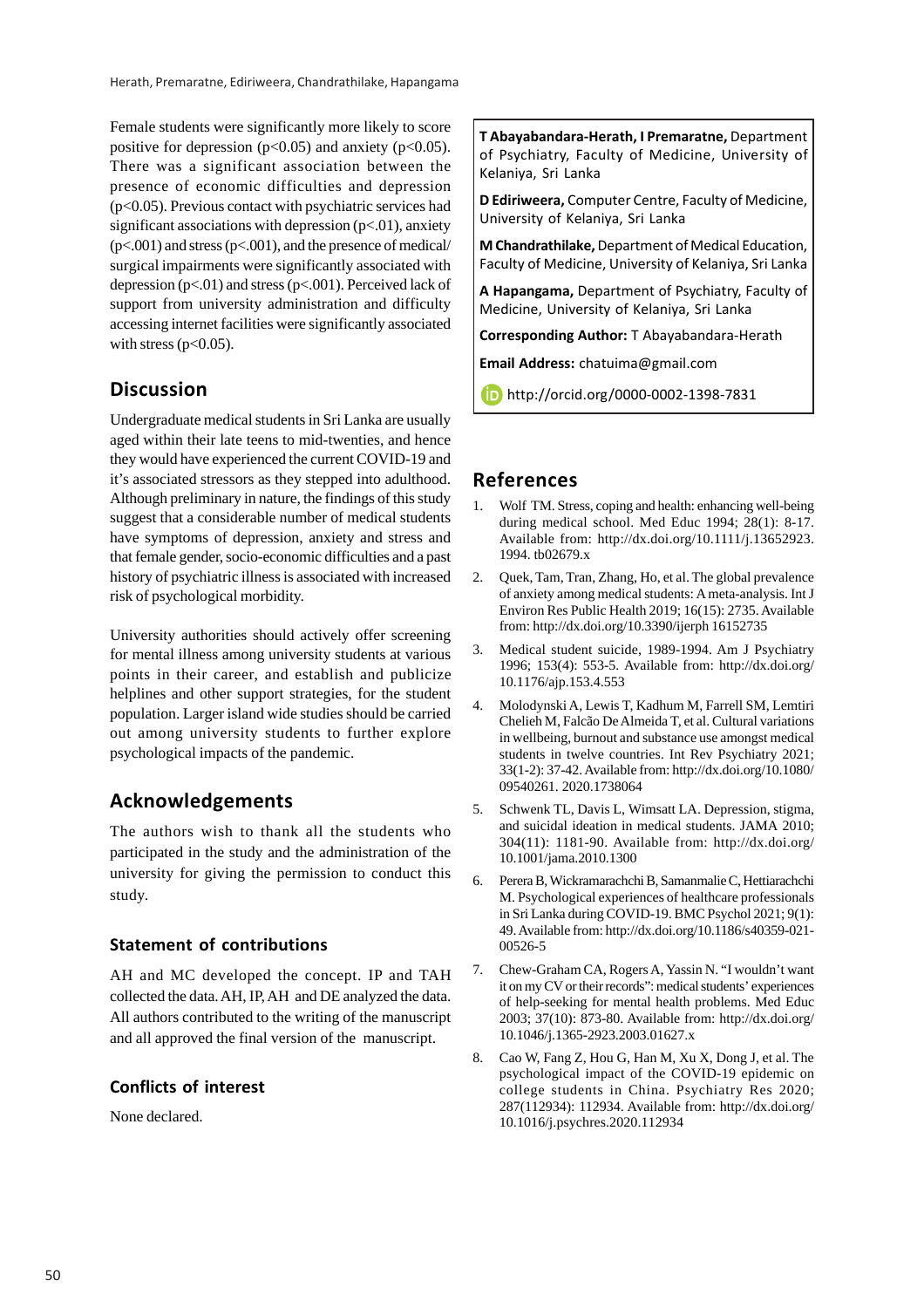Female students were significantly more likely to score positive for depression ($p<0.05$) and anxiety ($p<0.05$). There was a significant association between the presence of economic difficulties and depression ($p<0.05$). Previous contact with psychiatric services had significant associations with depression ($p<.01$), anxiety ($p<.001$) and stress ($p<.001$), and the presence of medical/ surgical impairments were significantly associated with depression ($p<.01$) and stress ($p<.001$). Perceived lack of support from university administration and difficulty accessing internet facilities were significantly associated with stress ($p<0.05$).

## Discussion

Undergraduate medical students in Sri Lanka are usually aged within their late teens to mid-twenties, and hence they would have experienced the current COVID-19 and it's associated stressors as they stepped into adulthood. Although preliminary in nature, the findings of this study suggest that a considerable number of medical students have symptoms of depression, anxiety and stress and that female gender, socio-economic difficulties and a past history of psychiatric illness is associated with increased risk of psychological morbidity.

University authorities should actively offer screening for mental illness among university students at various points in their career, and establish and publicize helplines and other support strategies, for the student population. Larger island wide studies should be carried out among university students to further explore psychological impacts of the pandemic.

## Acknowledgements

The authors wish to thank all the students who participated in the study and the administration of the university for giving the permission to conduct this study.

### Statement of contributions

AH and MC developed the concept. IP and TAH collected the data. AH, IP, AH and DE analyzed the data. All authors contributed to the writing of the manuscript and all approved the final version of the manuscript.

### Conflicts of interest

None declared.

**T Abayabandara-Herath, I Premaratne,** Department of Psychiatry, Faculty of Medicine, University of Kelaniya, Sri Lanka

**D Ediriweera,** Computer Centre, Faculty of Medicine, University of Kelaniya, Sri Lanka

**M Chandrathilake,** Department of Medical Education, Faculty of Medicine, University of Kelaniya, Sri Lanka

**A Hapangama,** Department of Psychiatry, Faculty of Medicine, University of Kelaniya, Sri Lanka

**Corresponding Author:** T Abayabandara-Herath

**Email Address:** chatuima@gmail.com

http://orcid.org/0000-0002-1398-7831

## References

1. Wolf TM. Stress, coping and health: enhancing well-being during medical school. Med Educ 1994; 28(1): 8-17. Available from: http://dx.doi.org/10.1111/j.13652923. 1994. tb02679.x
2. Quek, Tam, Tran, Zhang, Ho, et al. The global prevalence of anxiety among medical students: A meta-analysis. Int J Environ Res Public Health 2019; 16(15): 2735. Available from: http://dx.doi.org/10.3390/ijerph 16152735
3. Medical student suicide, 1989-1994. Am J Psychiatry 1996; 153(4): 553-5. Available from: http://dx.doi.org/ 10.1176/ajp.153.4.553
4. Molodynski A, Lewis T, Kadhum M, Farrell SM, Lemtiri Chelieh M, Falcão De Almeida T, et al. Cultural variations in wellbeing, burnout and substance use amongst medical students in twelve countries. Int Rev Psychiatry 2021; 33(1-2): 37-42. Available from: http://dx.doi.org/10.1080/ 09540261. 2020.1738064
5. Schwenk TL, Davis L, Wimsatt LA. Depression, stigma, and suicidal ideation in medical students. JAMA 2010; 304(11): 1181-90. Available from: http://dx.doi.org/ 10.1001/jama.2010.1300
6. Perera B, Wickramarachchi B, Samanmalie C, Hettiarachchi M. Psychological experiences of healthcare professionals in Sri Lanka during COVID-19. BMC Psychol 2021; 9(1): 49. Available from: http://dx.doi.org/10.1186/s40359-021-00526-5
7. Chew-Graham CA, Rogers A, Yassin N. "I wouldn't want it on my CV or their records": medical students' experiences of help-seeking for mental health problems. Med Educ 2003; 37(10): 873-80. Available from: http://dx.doi.org/ 10.1046/j.1365-2923.2003.01627.x
8. Cao W, Fang Z, Hou G, Han M, Xu X, Dong J, et al. The psychological impact of the COVID-19 epidemic on college students in China. Psychiatry Res 2020; 287(112934): 112934. Available from: http://dx.doi.org/ 10.1016/j.psychres.2020.112934